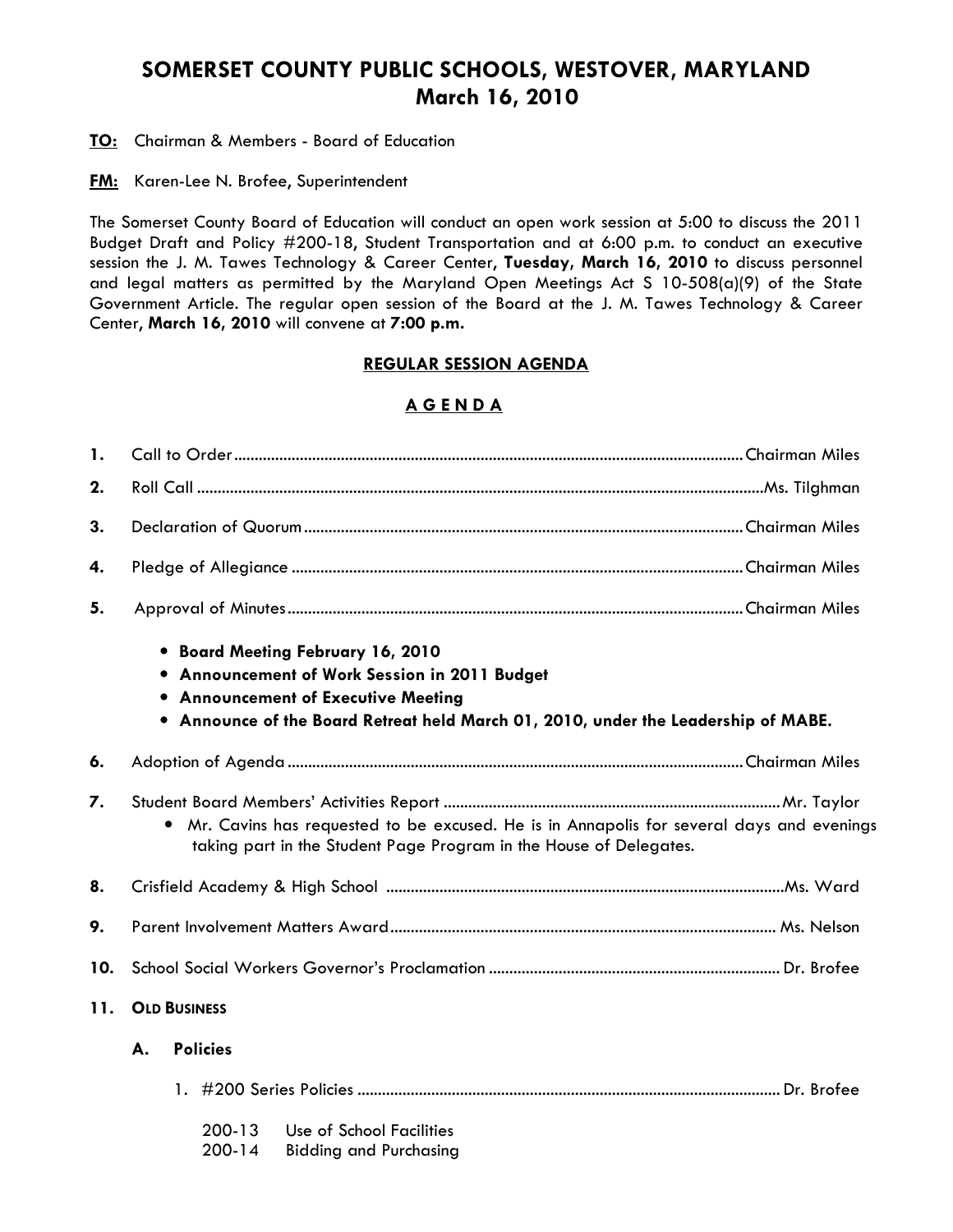# SOMERSET COUNTY PUBLIC SCHOOLS, WESTOVER, MARYLAND
## March 16, 2010

**TO:** Chairman & Members - Board of Education

**FM:** Karen-Lee N. Brofee, Superintendent

The Somerset County Board of Education will conduct an open work session at 5:00 to discuss the 2011 Budget Draft and Policy #200-18, Student Transportation and at 6:00 p.m. to conduct an executive session the J. M. Tawes Technology & Career Center, **Tuesday, March 16, 2010** to discuss personnel and legal matters as permitted by the Maryland Open Meetings Act S 10-508(a)(9) of the State Government Article. The regular open session of the Board at the J. M. Tawes Technology & Career Center**, March 16, 2010** will convene at **7:00 p.m.**

### REGULAR SESSION AGENDA

### A G E N D A

1. Call to Order .......... Chairman Miles
2. Roll Call .......... Ms. Tilghman
3. Declaration of Quorum .......... Chairman Miles
4. Pledge of Allegiance .......... Chairman Miles
5. Approval of Minutes .......... Chairman Miles
   - **Board Meeting February 16, 2010**
   - **Announcement of Work Session in 2011 Budget**
   - **Announcement of Executive Meeting**
   - **Announce of the Board Retreat held March 01, 2010, under the Leadership of MABE.**
6. Adoption of Agenda .......... Chairman Miles
7. Student Board Members' Activities Report .......... Mr. Taylor
   - Mr. Cavins has requested to be excused. He is in Annapolis for several days and evenings taking part in the Student Page Program in the House of Delegates.
8. Crisfield Academy & High School .......... Ms. Ward
9. Parent Involvement Matters Award .......... Ms. Nelson
10. School Social Workers Governor's Proclamation .......... Dr. Brofee
11. **OLD BUSINESS**

    **A. Policies**

    1. #200 Series Policies .......... Dr. Brofee

       200-13 Use of School Facilities
       200-14 Bidding and Purchasing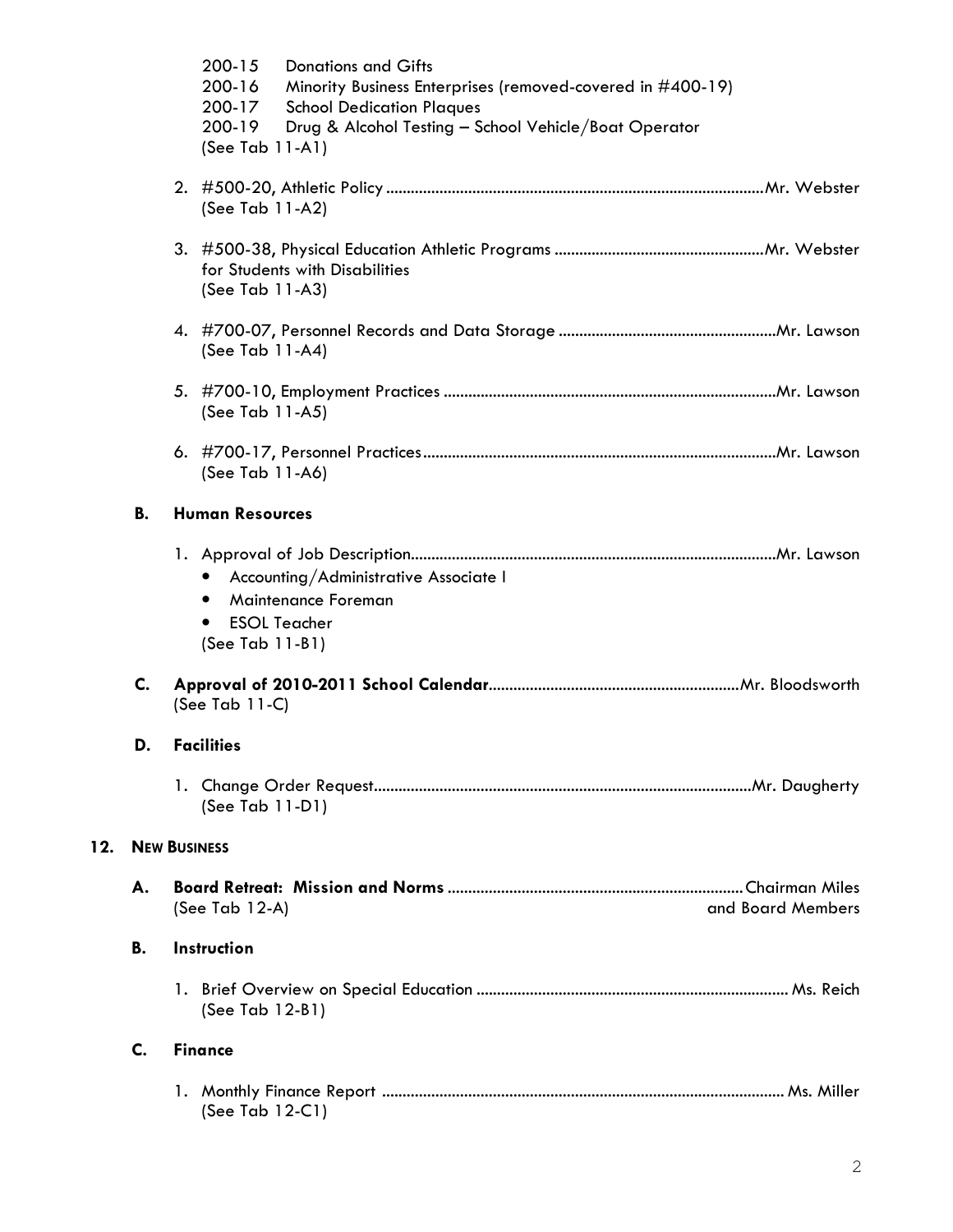200-15 Donations and Gifts
200-16 Minority Business Enterprises (removed-covered in #400-19)
200-17 School Dedication Plaques
200-19 Drug & Alcohol Testing – School Vehicle/Boat Operator
(See Tab 11-A1)

2. #500-20, Athletic Policy .......................................................................................... Mr. Webster
   (See Tab 11-A2)

3. #500-38, Physical Education Athletic Programs .................................................. Mr. Webster
   for Students with Disabilities
   (See Tab 11-A3)

4. #700-07, Personnel Records and Data Storage .................................................... Mr. Lawson
   (See Tab 11-A4)

5. #700-10, Employment Practices ................................................................................ Mr. Lawson
   (See Tab 11-A5)

6. #700-17, Personnel Practices ..................................................................................... Mr. Lawson
   (See Tab 11-A6)

**B. Human Resources**

1. Approval of Job Description ....................................................................................... Mr. Lawson
   - Accounting/Administrative Associate I
   - Maintenance Foreman
   - ESOL Teacher

   (See Tab 11-B1)

**C. Approval of 2010-2011 School Calendar** ............................................................ Mr. Bloodsworth
(See Tab 11-C)

**D. Facilities**

1. Change Order Request ........................................................................................... Mr. Daugherty
   (See Tab 11-D1)

## 12. NEW BUSINESS

**A. Board Retreat: Mission and Norms** ...................................................................... Chairman Miles
(See Tab 12-A) and Board Members

**B. Instruction**

1. Brief Overview on Special Education ........................................................................... Ms. Reich
   (See Tab 12-B1)

**C. Finance**

1. Monthly Finance Report ................................................................................................ Ms. Miller
   (See Tab 12-C1)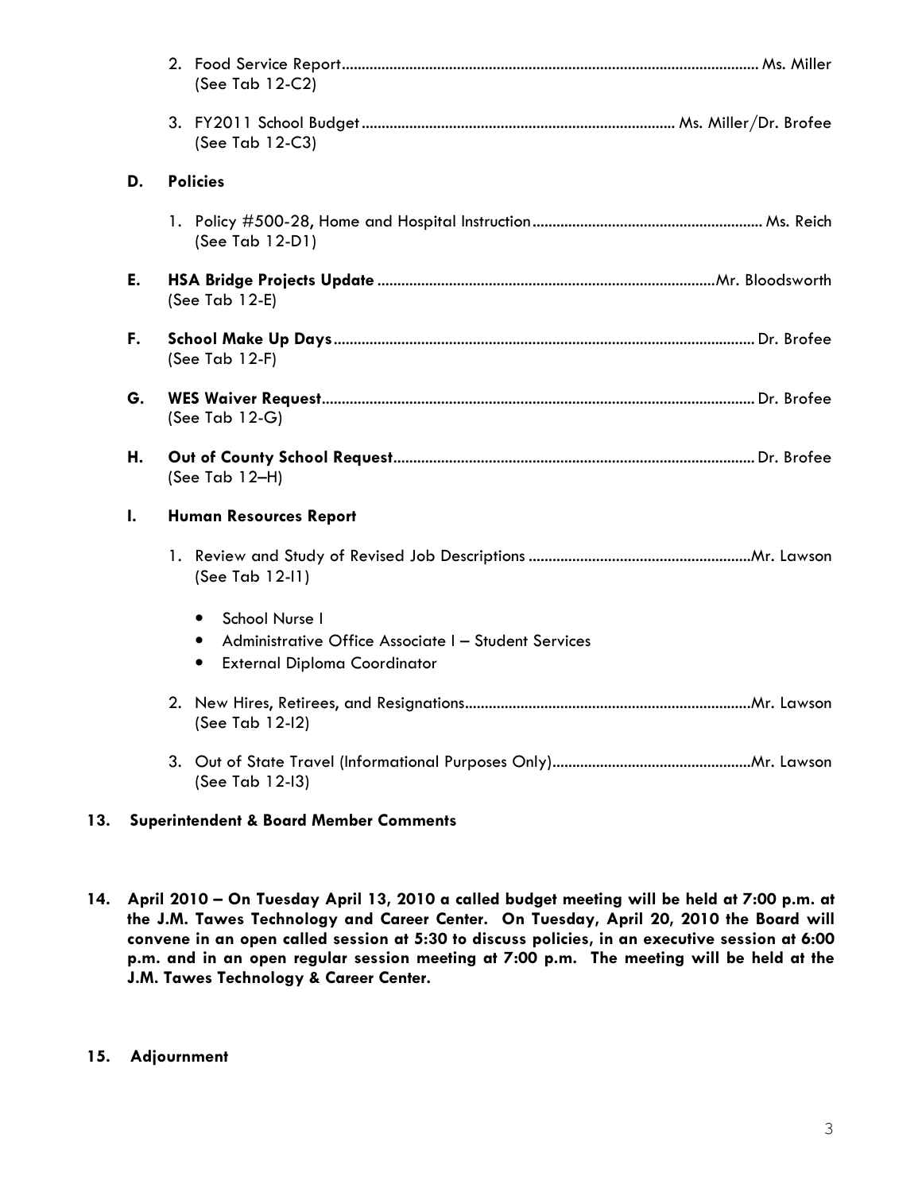2. Food Service Report........................................................................................................ Ms. Miller
   (See Tab 12-C2)

3. FY2011 School Budget .............................................................................. Ms. Miller/Dr. Brofee
   (See Tab 12-C3)

**D. Policies**

1. Policy #500-28, Home and Hospital Instruction.......................................................... Ms. Reich
   (See Tab 12-D1)

**E. HSA Bridge Projects Update** ....................................................................................Mr. Bloodsworth
(See Tab 12-E)

**F. School Make Up Days**......................................................................................................... Dr. Brofee
(See Tab 12-F)

**G. WES Waiver Request**............................................................................................................ Dr. Brofee
(See Tab 12-G)

**H. Out of County School Request**.......................................................................................... Dr. Brofee
(See Tab 12–H)

**I. Human Resources Report**

1. Review and Study of Revised Job Descriptions ........................................................Mr. Lawson
   (See Tab 12-I1)

   - School Nurse I
   - Administrative Office Associate I – Student Services
   - External Diploma Coordinator

2. New Hires, Retirees, and Resignations.......................................................................Mr. Lawson
   (See Tab 12-I2)

3. Out of State Travel (Informational Purposes Only)..................................................Mr. Lawson
   (See Tab 12-I3)

**13. Superintendent & Board Member Comments**

**14. April 2010 – On Tuesday April 13, 2010 a called budget meeting will be held at 7:00 p.m. at the J.M. Tawes Technology and Career Center. On Tuesday, April 20, 2010 the Board will convene in an open called session at 5:30 to discuss policies, in an executive session at 6:00 p.m. and in an open regular session meeting at 7:00 p.m. The meeting will be held at the J.M. Tawes Technology & Career Center.**

**15. Adjournment**